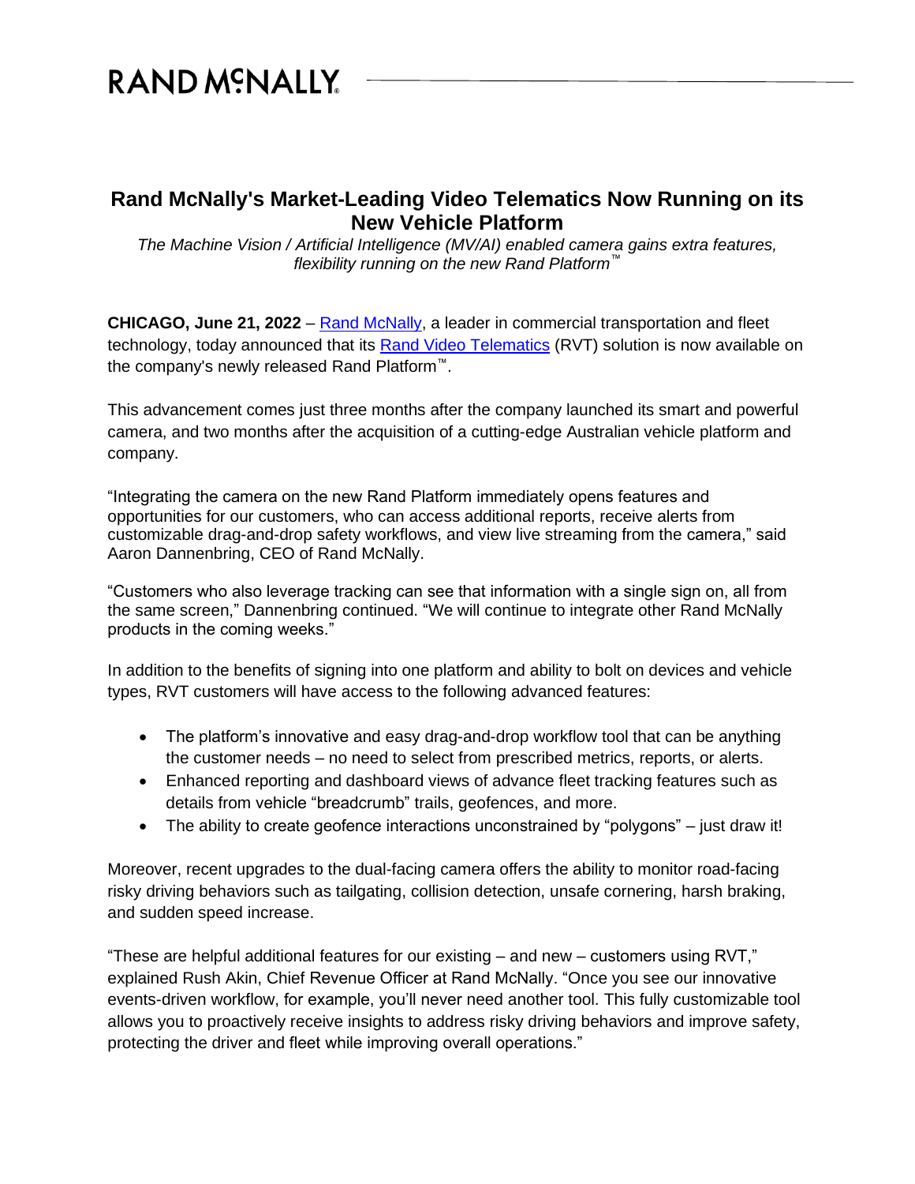# RAND MCNALLY

## Rand McNally's Market-Leading Video Telematics Now Running on its New Vehicle Platform

*The Machine Vision / Artificial Intelligence (MV/AI) enabled camera gains extra features, flexibility running on the new Rand Platform™*

**CHICAGO, June 21, 2022** – Rand McNally, a leader in commercial transportation and fleet technology, today announced that its Rand Video Telematics (RVT) solution is now available on the company's newly released Rand Platform™.

This advancement comes just three months after the company launched its smart and powerful camera, and two months after the acquisition of a cutting-edge Australian vehicle platform and company.

"Integrating the camera on the new Rand Platform immediately opens features and opportunities for our customers, who can access additional reports, receive alerts from customizable drag-and-drop safety workflows, and view live streaming from the camera," said Aaron Dannenbring, CEO of Rand McNally.

"Customers who also leverage tracking can see that information with a single sign on, all from the same screen," Dannenbring continued. "We will continue to integrate other Rand McNally products in the coming weeks."

In addition to the benefits of signing into one platform and ability to bolt on devices and vehicle types, RVT customers will have access to the following advanced features:

- The platform's innovative and easy drag-and-drop workflow tool that can be anything the customer needs – no need to select from prescribed metrics, reports, or alerts.
- Enhanced reporting and dashboard views of advance fleet tracking features such as details from vehicle "breadcrumb" trails, geofences, and more.
- The ability to create geofence interactions unconstrained by "polygons" – just draw it!

Moreover, recent upgrades to the dual-facing camera offers the ability to monitor road-facing risky driving behaviors such as tailgating, collision detection, unsafe cornering, harsh braking, and sudden speed increase.

"These are helpful additional features for our existing – and new – customers using RVT," explained Rush Akin, Chief Revenue Officer at Rand McNally. "Once you see our innovative events-driven workflow, for example, you'll never need another tool. This fully customizable tool allows you to proactively receive insights to address risky driving behaviors and improve safety, protecting the driver and fleet while improving overall operations."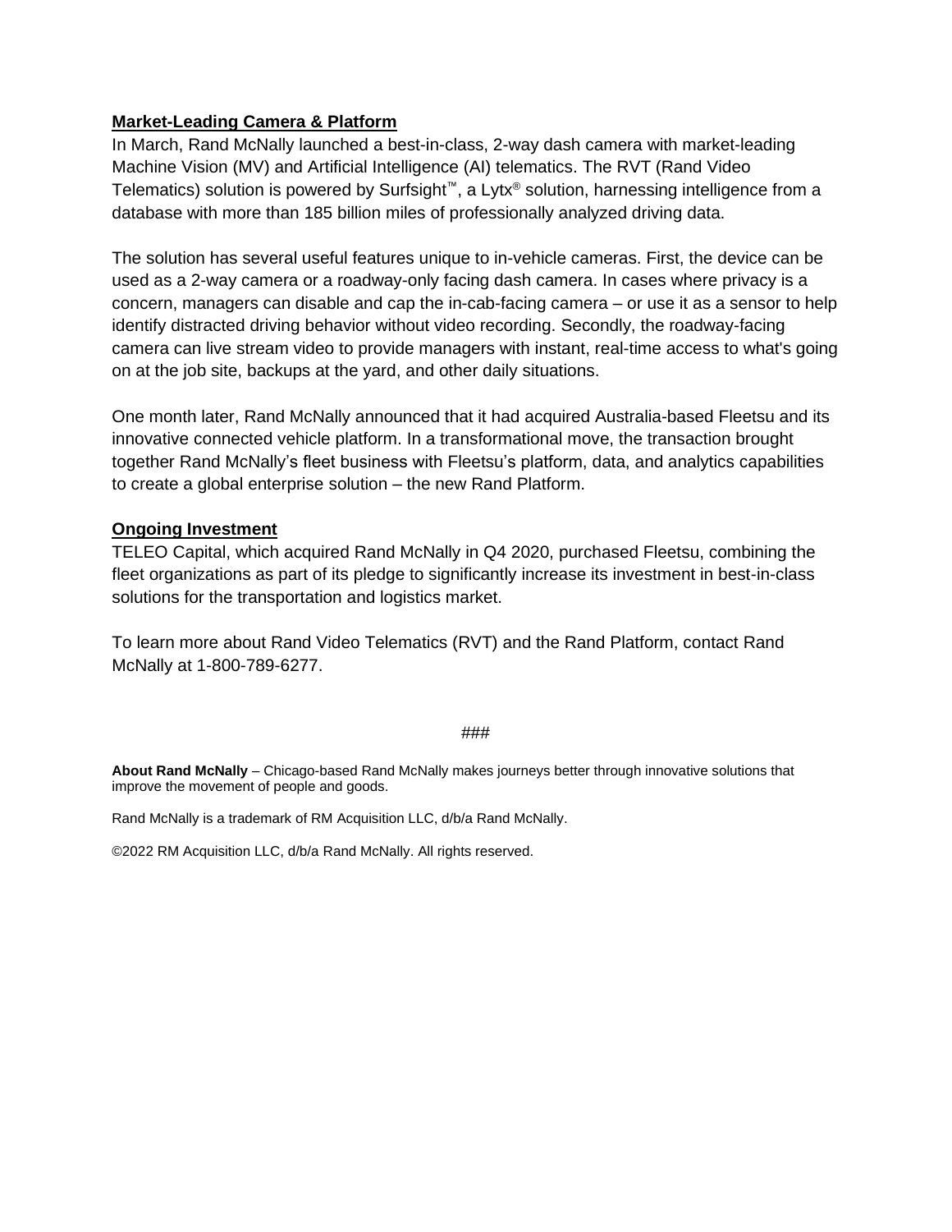**Market-Leading Camera & Platform**

In March, Rand McNally launched a best-in-class, 2-way dash camera with market-leading Machine Vision (MV) and Artificial Intelligence (AI) telematics. The RVT (Rand Video Telematics) solution is powered by Surfsight™, a Lytx® solution, harnessing intelligence from a database with more than 185 billion miles of professionally analyzed driving data.

The solution has several useful features unique to in-vehicle cameras. First, the device can be used as a 2-way camera or a roadway-only facing dash camera. In cases where privacy is a concern, managers can disable and cap the in-cab-facing camera – or use it as a sensor to help identify distracted driving behavior without video recording. Secondly, the roadway-facing camera can live stream video to provide managers with instant, real-time access to what's going on at the job site, backups at the yard, and other daily situations.

One month later, Rand McNally announced that it had acquired Australia-based Fleetsu and its innovative connected vehicle platform. In a transformational move, the transaction brought together Rand McNally's fleet business with Fleetsu's platform, data, and analytics capabilities to create a global enterprise solution – the new Rand Platform.

**Ongoing Investment**

TELEO Capital, which acquired Rand McNally in Q4 2020, purchased Fleetsu, combining the fleet organizations as part of its pledge to significantly increase its investment in best-in-class solutions for the transportation and logistics market.

To learn more about Rand Video Telematics (RVT) and the Rand Platform, contact Rand McNally at 1-800-789-6277.

###

**About Rand McNally** – Chicago-based Rand McNally makes journeys better through innovative solutions that improve the movement of people and goods.

Rand McNally is a trademark of RM Acquisition LLC, d/b/a Rand McNally.

©2022 RM Acquisition LLC, d/b/a Rand McNally. All rights reserved.